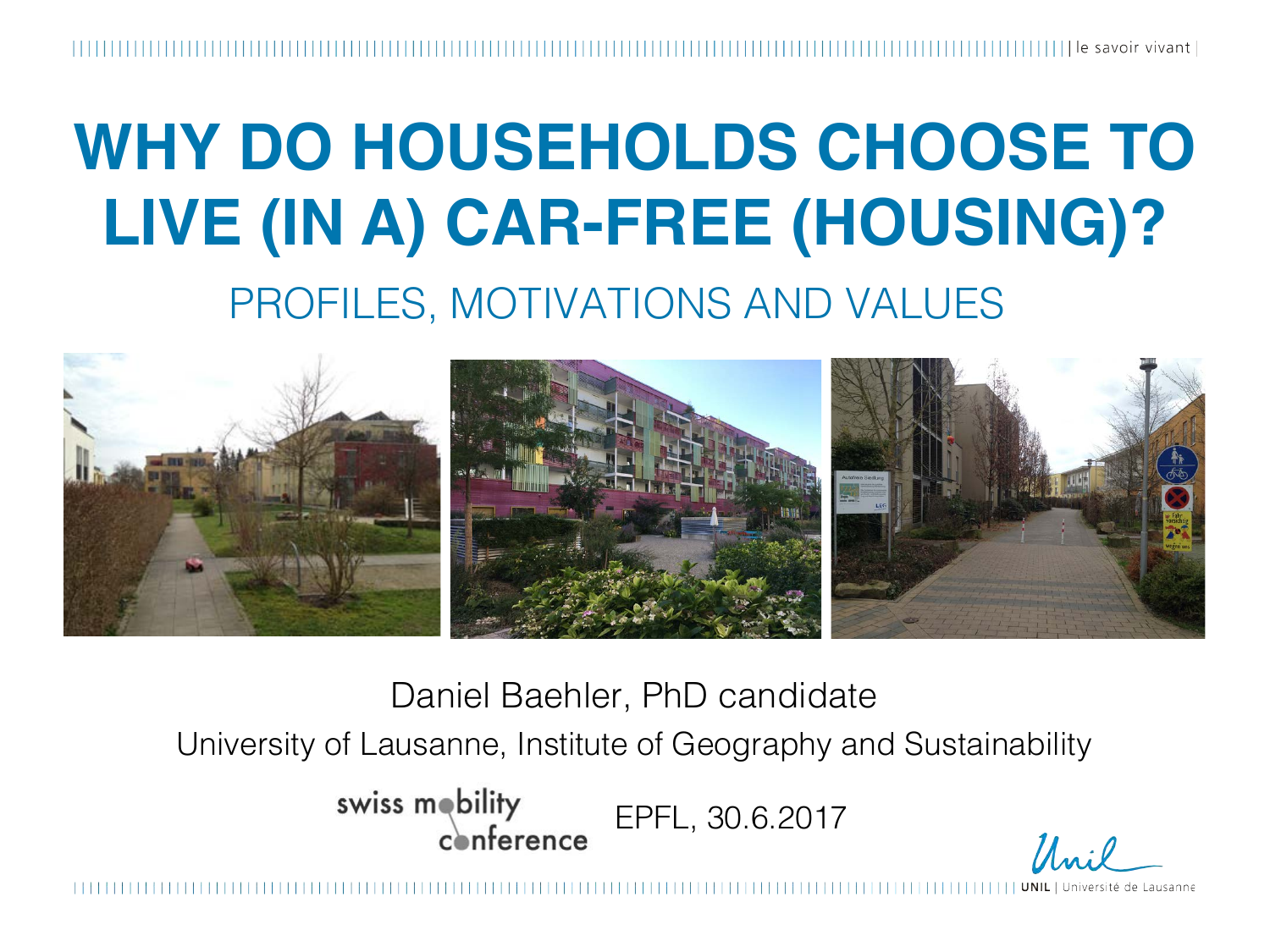# WHY DO HOUSEHOLDS CHOOSE TO LIVE (IN A) CAR-FREE (HOUSING)?

## PROFILES, MOTIVATIONS AND VALUES

Daniel Baehler, PhD candidate

University of Lausanne, Institute of Geography and Sustainability

swiss mobility conference EPFL, 30.6.2017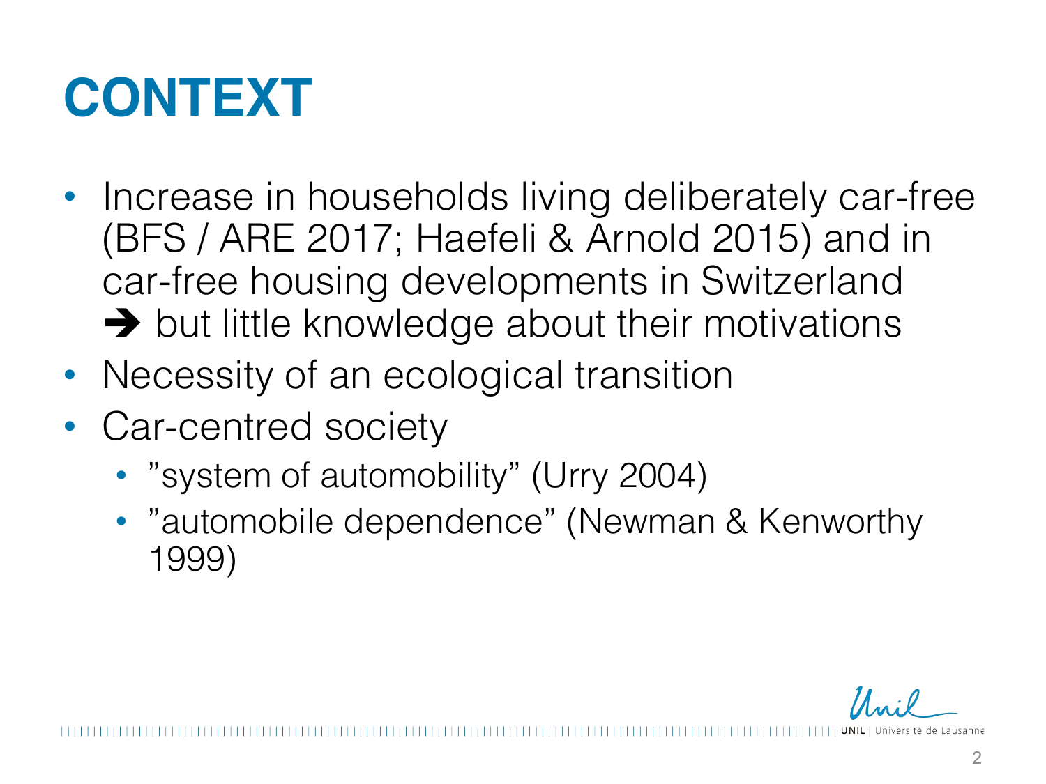# CONTEXT

- Increase in households living deliberately car-free (BFS / ARE 2017; Haefeli & Arnold 2015) and in car-free housing developments in Switzerland
  ➔ but little knowledge about their motivations
- Necessity of an ecological transition
- Car-centred society
  - ”system of automobility” (Urry 2004)
  - ”automobile dependence” (Newman & Kenworthy 1999)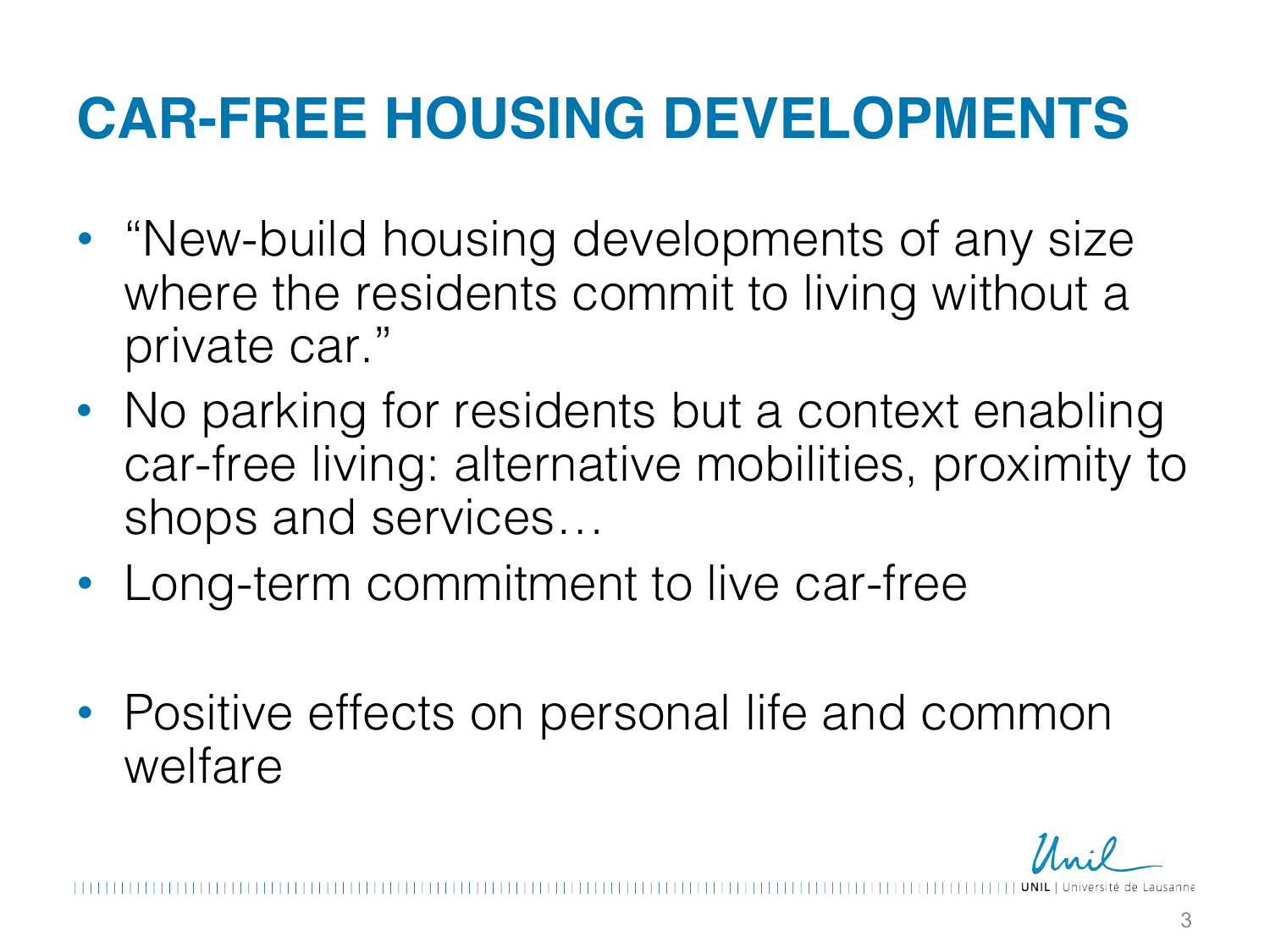# CAR-FREE HOUSING DEVELOPMENTS

- "New-build housing developments of any size where the residents commit to living without a private car."
- No parking for residents but a context enabling car-free living: alternative mobilities, proximity to shops and services…
- Long-term commitment to live car-free

- Positive effects on personal life and common welfare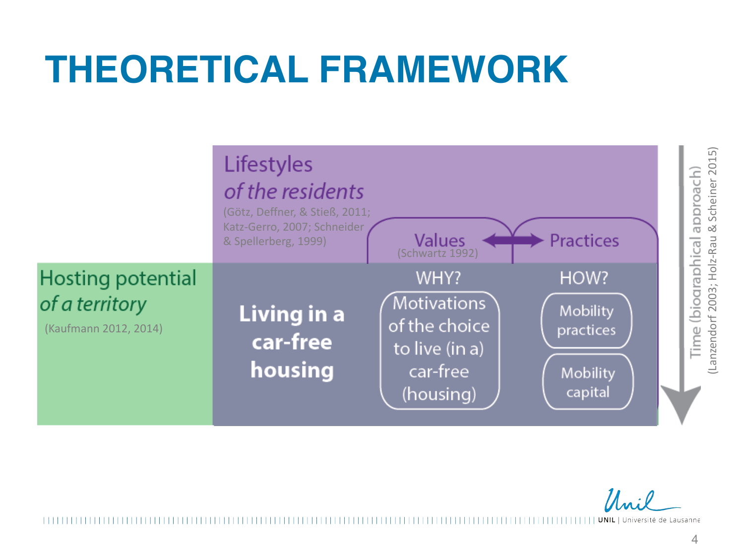# THEORETICAL FRAMEWORK

**Lifestyles**
*of the residents*
(Götz, Deffner, & Stieß, 2011; Katz-Gerro, 2007; Schneider & Spellerberg, 1999)

Values (Schwartz 1992) ⟷ Practices

**Hosting potential**
*of a territory*
(Kaufmann 2012, 2014)

**Living in a car-free housing**

WHY?
Motivations of the choice to live (in a) car-free (housing)

HOW?
Mobility practices
Mobility capital

Time (biographical approach)
(Lanzendorf 2003; Holz-Rau & Scheiner 2015)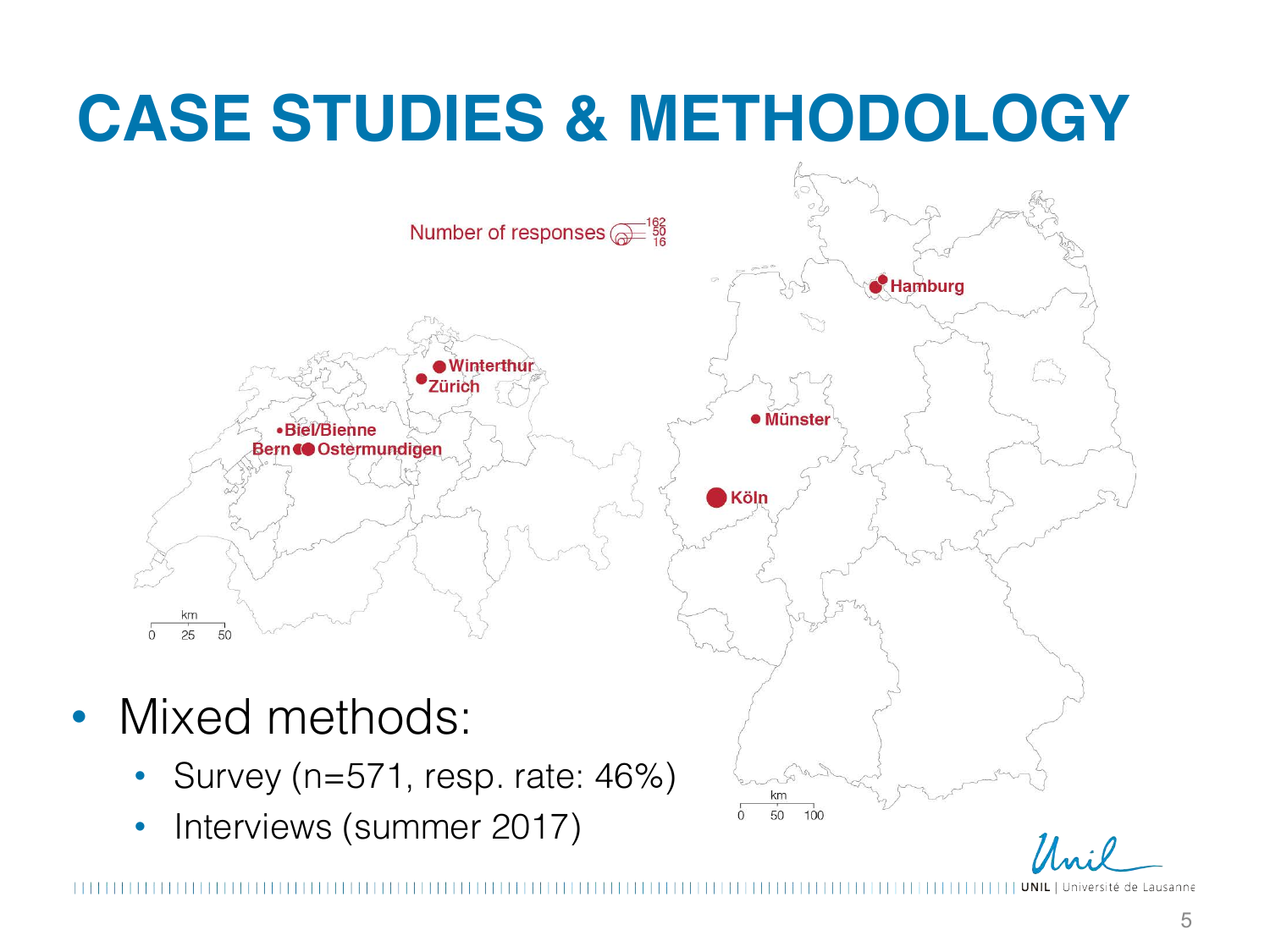# CASE STUDIES & METHODOLOGY

Number of responses 162 50 16

Hamburg

Winterthur

Zürich

Münster

Biel/Bienne

Bern Ostermundigen

Köln

km 0 25 50

km 0 50 100

- Mixed methods:
  - Survey (n=571, resp. rate: 46%)
  - Interviews (summer 2017)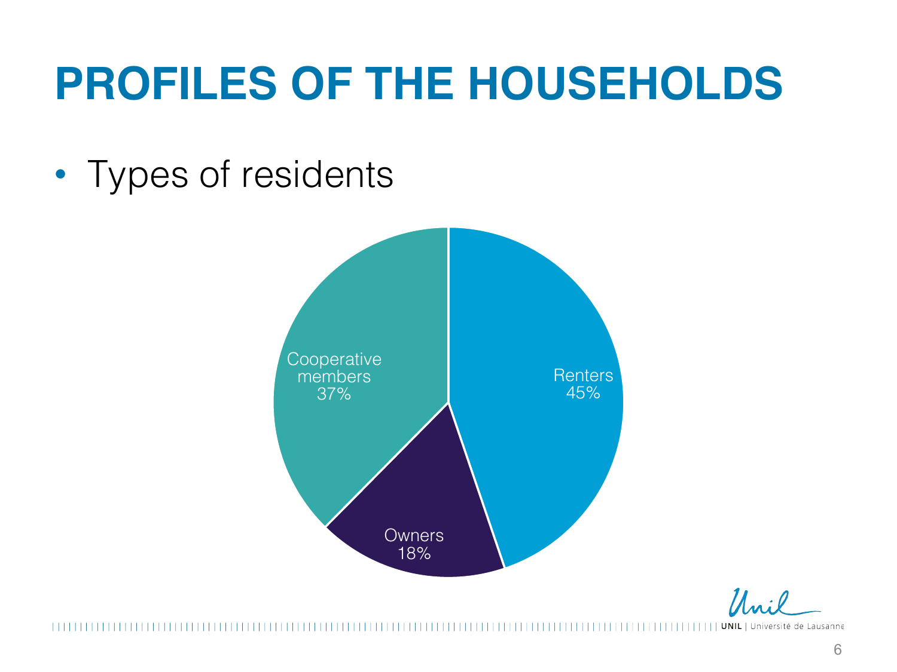# PROFILES OF THE HOUSEHOLDS

- Types of residents

| Type | Share |
|---|---|
| Renters | 45% |
| Cooperative members | 37% |
| Owners | 18% |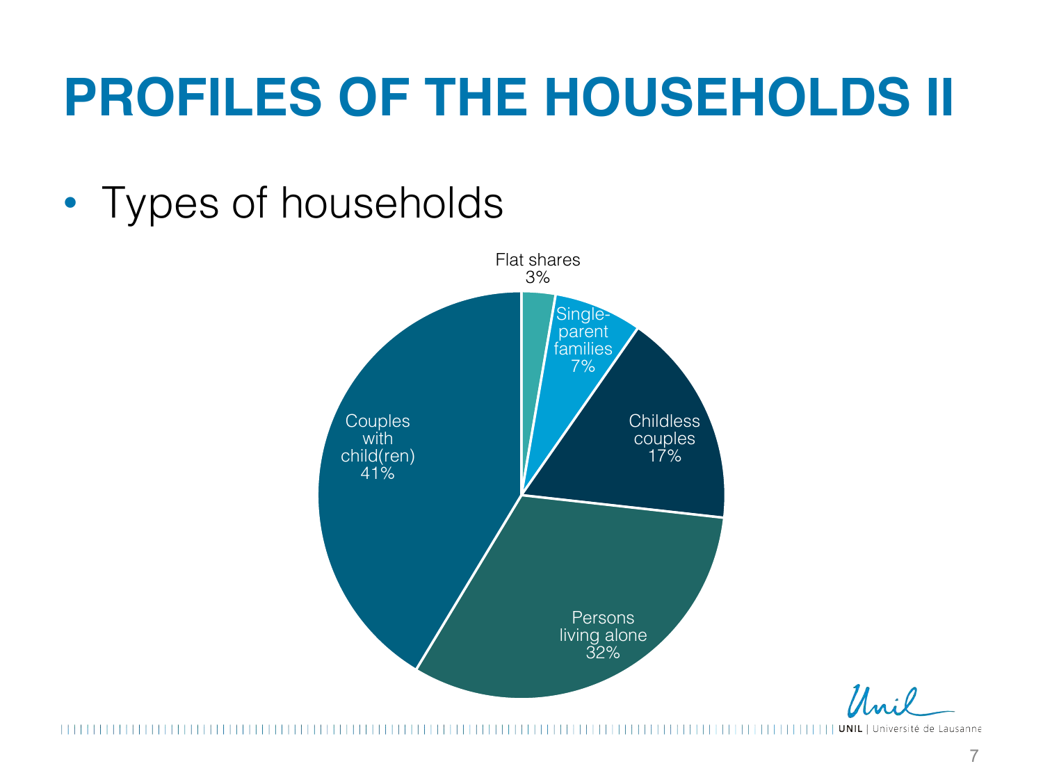# PROFILES OF THE HOUSEHOLDS II

- Types of households

Flat shares 3%

Single-parent families 7%

Childless couples 17%

Persons living alone 32%

Couples with child(ren) 41%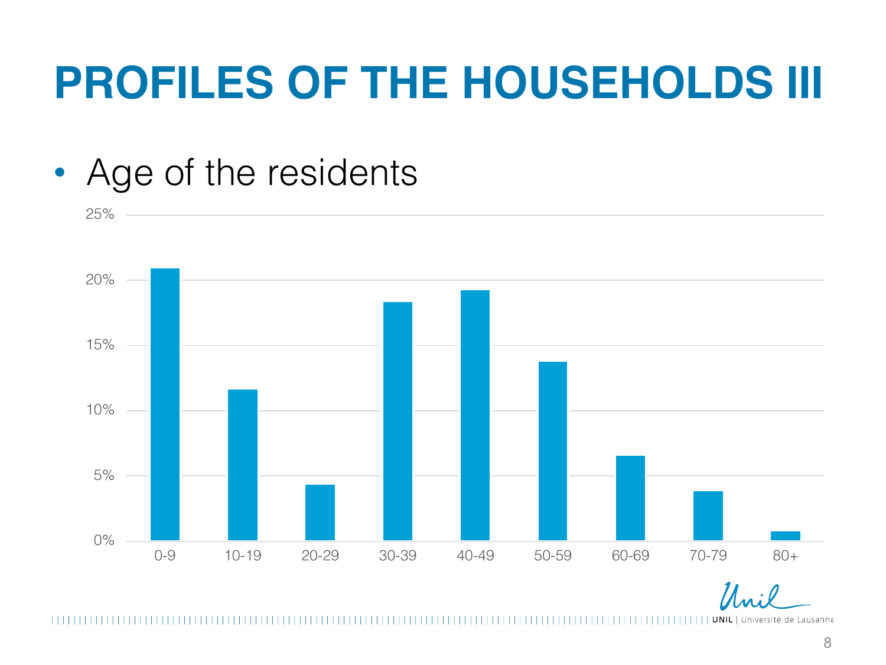# PROFILES OF THE HOUSEHOLDS III

- Age of the residents

| Age | Share |
|---|---|
| 0-9 | ~21% |
| 10-19 | ~11.5% |
| 20-29 | ~4.5% |
| 30-39 | ~18% |
| 40-49 | ~19% |
| 50-59 | ~14% |
| 60-69 | ~6.5% |
| 70-79 | ~4% |
| 80+ | ~0.5% |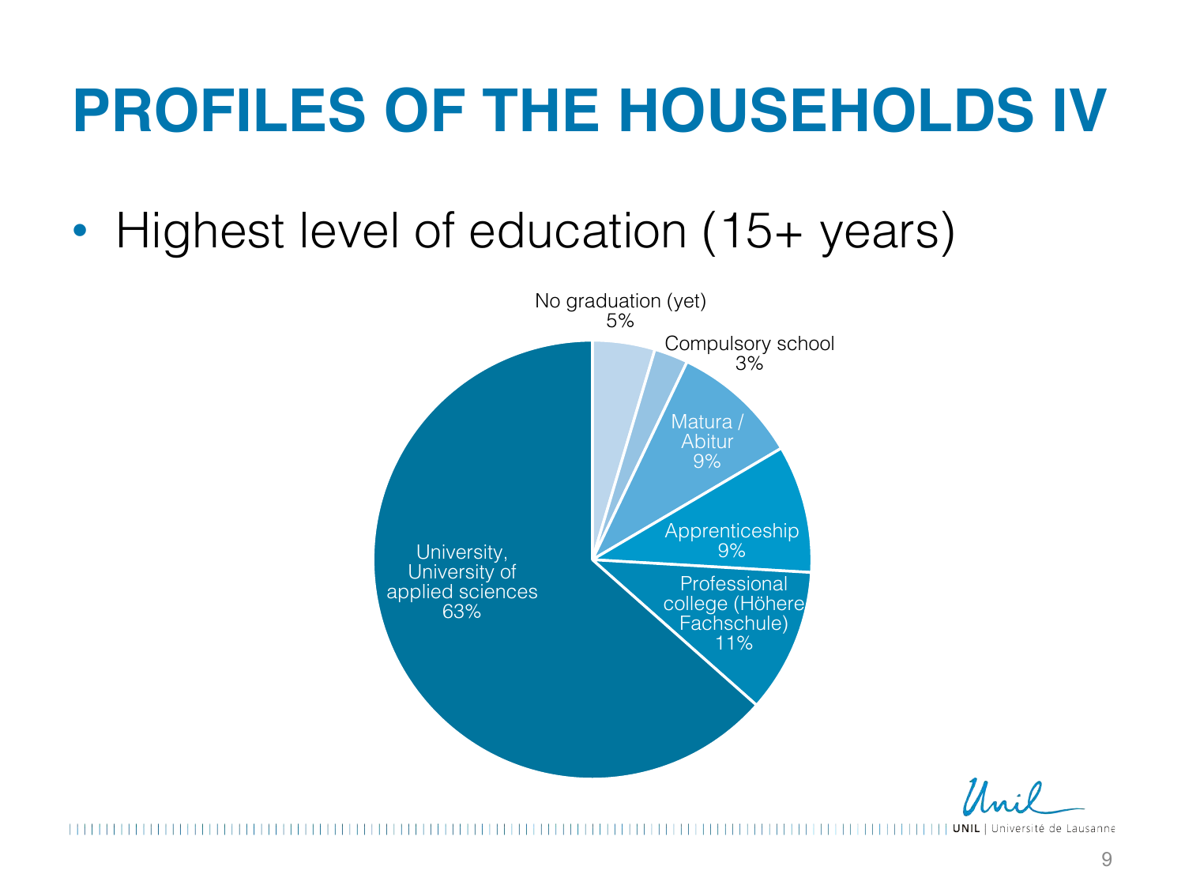# PROFILES OF THE HOUSEHOLDS IV

- Highest level of education (15+ years)

| Category | Share |
| --- | --- |
| No graduation (yet) | 5% |
| Compulsory school | 3% |
| Matura / Abitur | 9% |
| Apprenticeship | 9% |
| Professional college (Höhere Fachschule) | 11% |
| University, University of applied sciences | 63% |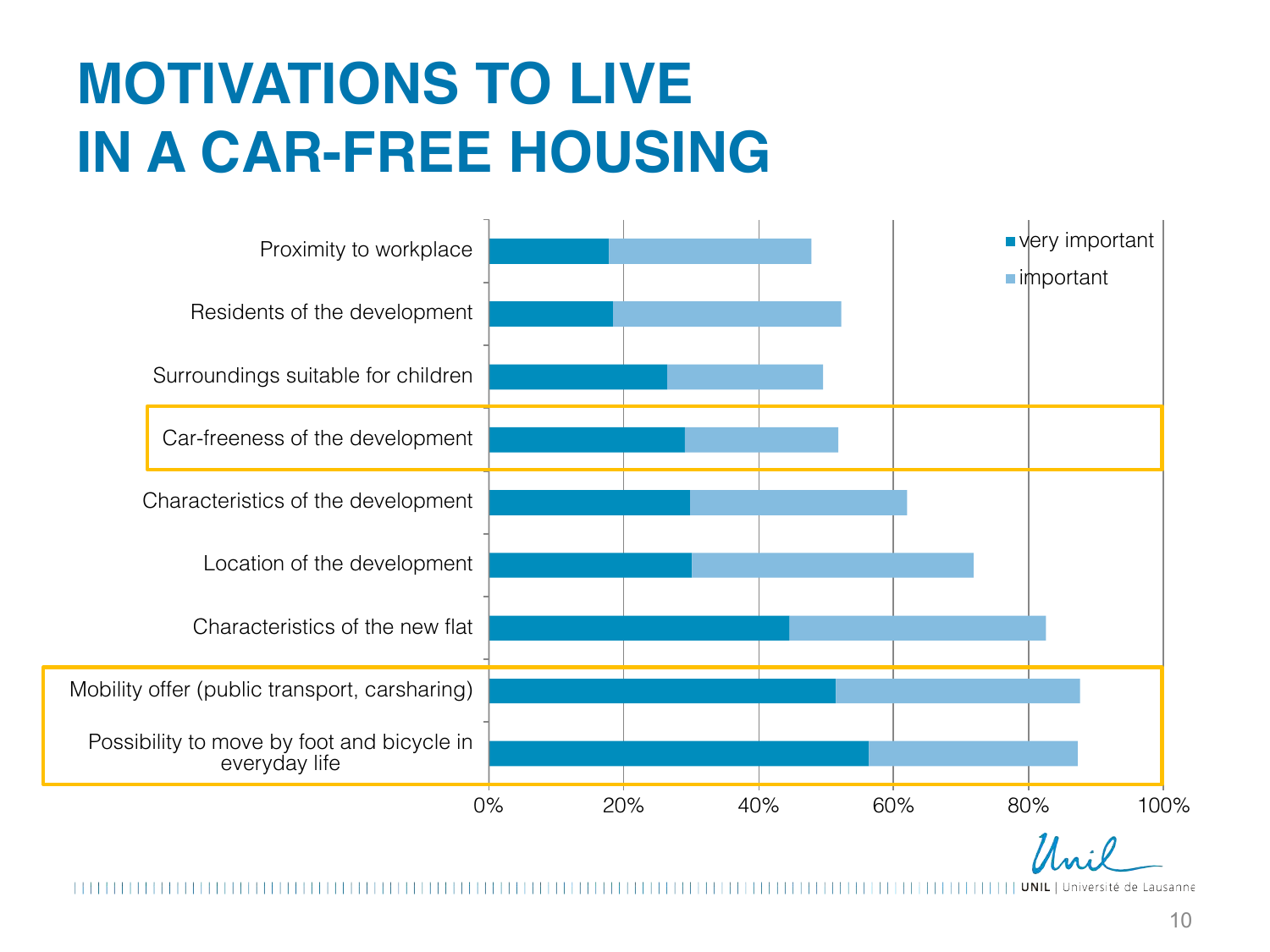# MOTIVATIONS TO LIVE IN A CAR-FREE HOUSING

| Motivation | very important | important |
|---|---|---|
| Proximity to workplace | ~18% | ~30% |
| Residents of the development | ~18% | ~34% |
| Surroundings suitable for children | ~26% | ~23% |
| Car-freeness of the development | ~29% | ~23% |
| Characteristics of the development | ~30% | ~32% |
| Location of the development | ~30% | ~42% |
| Characteristics of the new flat | ~45% | ~38% |
| Mobility offer (public transport, carsharing) | ~51% | ~36% |
| Possibility to move by foot and bicycle in everyday life | ~56% | ~31% |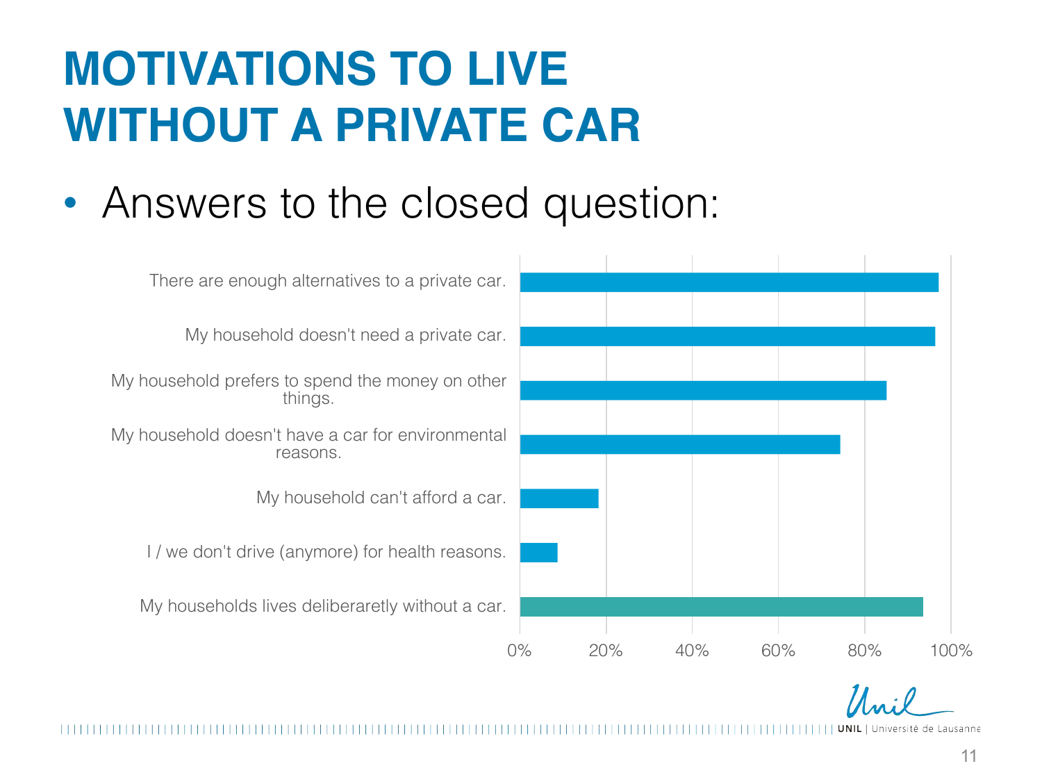# MOTIVATIONS TO LIVE WITHOUT A PRIVATE CAR

- Answers to the closed question:

| Statement | Approx. share |
|---|---|
| There are enough alternatives to a private car. | ~97% |
| My household doesn't need a private car. | ~96% |
| My household prefers to spend the money on other things. | ~85% |
| My household doesn't have a car for environmental reasons. | ~74% |
| My household can't afford a car. | ~18% |
| I / we don't drive (anymore) for health reasons. | ~9% |
| My households lives deliberaretly without a car. | ~94% |

Axis: 0% 20% 40% 60% 80% 100%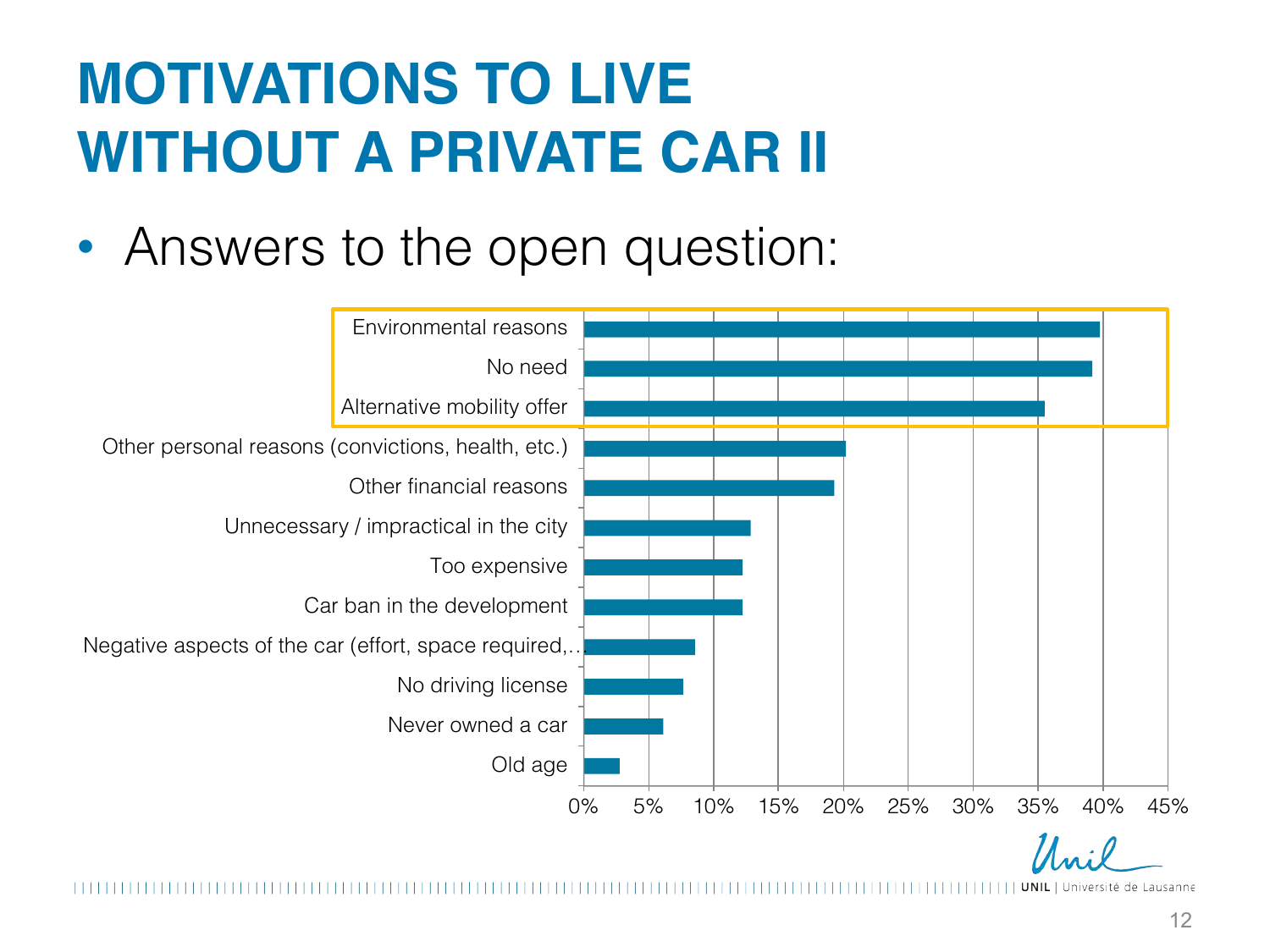# MOTIVATIONS TO LIVE WITHOUT A PRIVATE CAR II

- Answers to the open question:

| Reason | Share |
|---|---|
| Environmental reasons | ~40% |
| No need | ~39% |
| Alternative mobility offer | ~36% |
| Other personal reasons (convictions, health, etc.) | ~20% |
| Other financial reasons | ~19% |
| Unnecessary / impractical in the city | ~13% |
| Too expensive | ~12% |
| Car ban in the development | ~12% |
| Negative aspects of the car (effort, space required,… | ~9% |
| No driving license | ~8% |
| Never owned a car | ~6% |
| Old age | ~3% |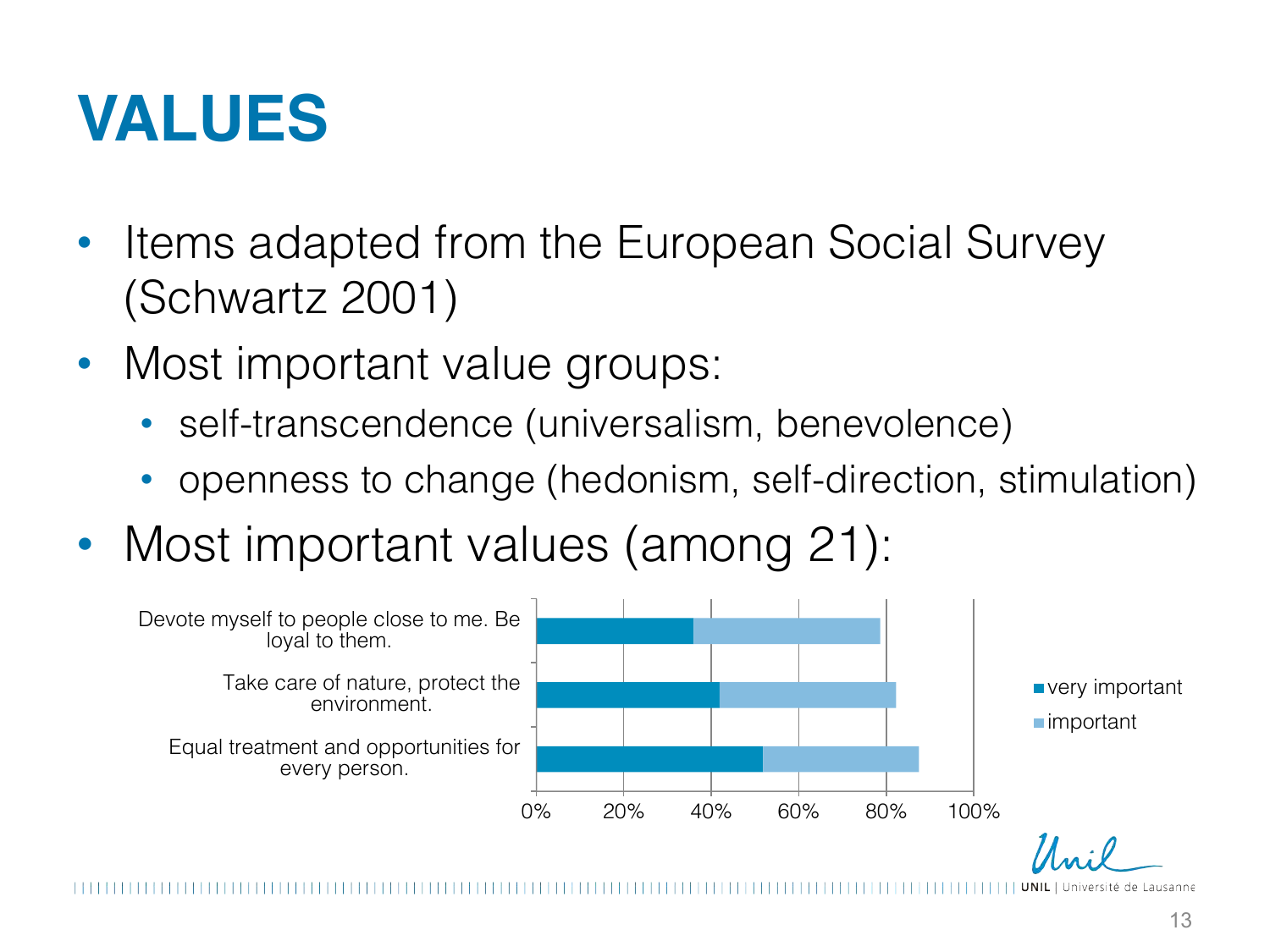# VALUES

- Items adapted from the European Social Survey (Schwartz 2001)
- Most important value groups:
  - self-transcendence (universalism, benevolence)
  - openness to change (hedonism, self-direction, stimulation)
- Most important values (among 21):

| Value | very important | important |
|---|---|---|
| Devote myself to people close to me. Be loyal to them. | ~36% | ~43% |
| Take care of nature, protect the environment. | ~42% | ~40% |
| Equal treatment and opportunities for every person. | ~52% | ~36% |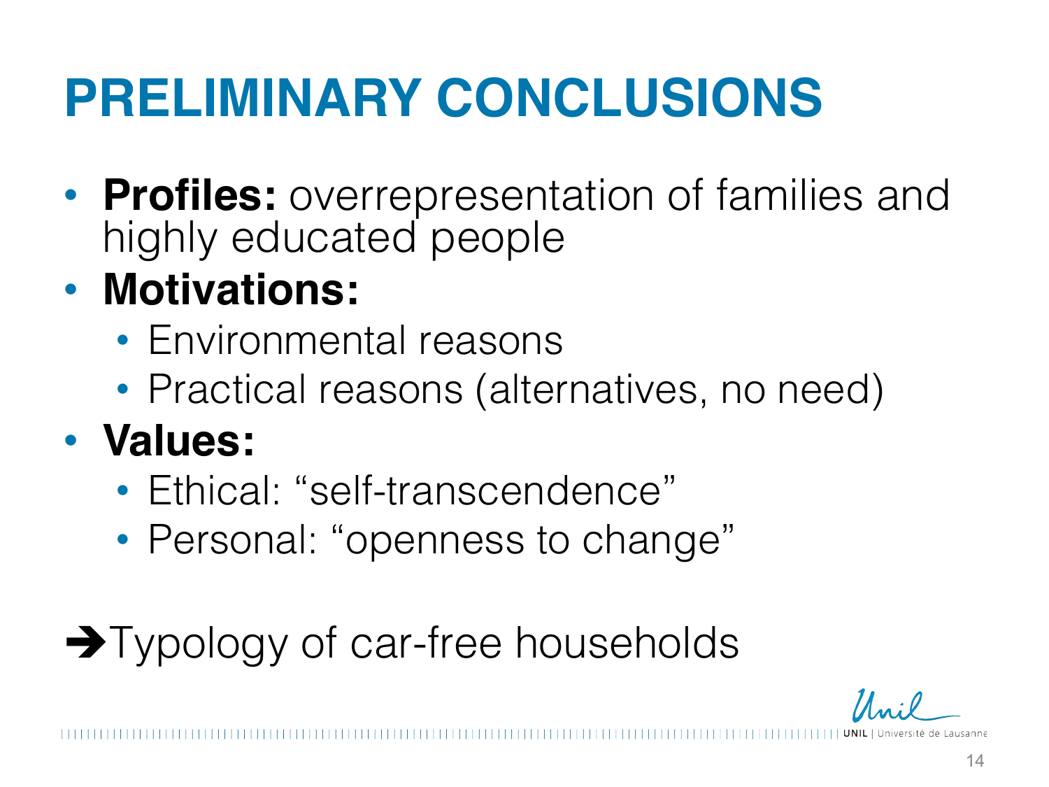# PRELIMINARY CONCLUSIONS

- **Profiles:** overrepresentation of families and highly educated people
- **Motivations:**
  - Environmental reasons
  - Practical reasons (alternatives, no need)
- **Values:**
  - Ethical: “self-transcendence”
  - Personal: “openness to change”

➔Typology of car-free households